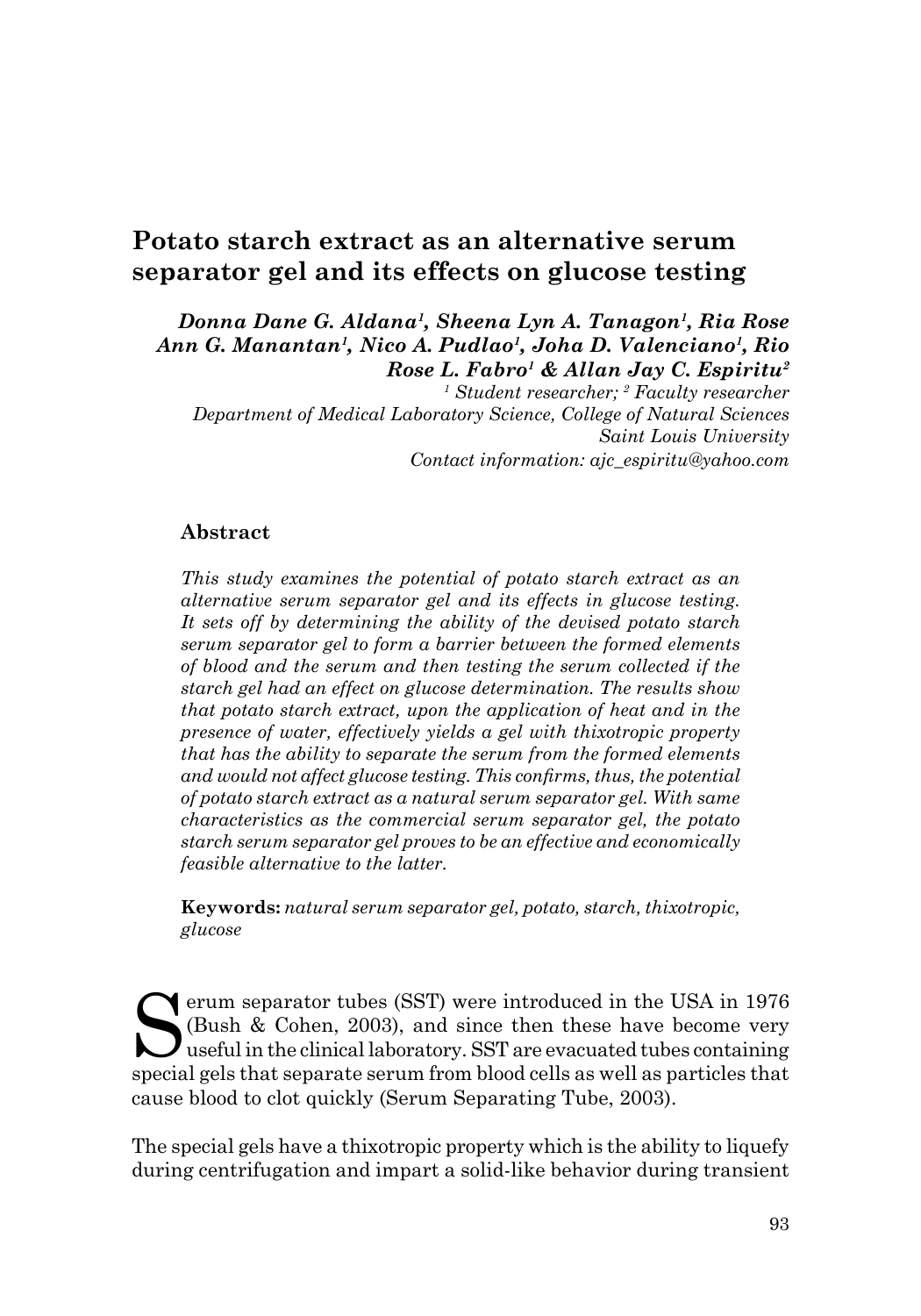# Potato starch extract as an alternative serum separator gel and its effects on glucose testing

***Donna Dane G. Aldana[1], Sheena Lyn A. Tanagon[1], Ria Rose Ann G. Manantan[1], Nico A. Pudlao[1], Joha D. Valenciano[1], Rio Rose L. Fabro[1] & Allan Jay C. Espiritu[2]***

*[1] Student researcher; [2] Faculty researcher*
*Department of Medical Laboratory Science, College of Natural Sciences*
*Saint Louis University*
*Contact information: ajc_espiritu@yahoo.com*

### Abstract

*This study examines the potential of potato starch extract as an alternative serum separator gel and its effects in glucose testing. It sets off by determining the ability of the devised potato starch serum separator gel to form a barrier between the formed elements of blood and the serum and then testing the serum collected if the starch gel had an effect on glucose determination. The results show that potato starch extract, upon the application of heat and in the presence of water, effectively yields a gel with thixotropic property that has the ability to separate the serum from the formed elements and would not affect glucose testing. This confirms, thus, the potential of potato starch extract as a natural serum separator gel. With same characteristics as the commercial serum separator gel, the potato starch serum separator gel proves to be an effective and economically feasible alternative to the latter.*

**Keywords:** *natural serum separator gel, potato, starch, thixotropic, glucose*

Serum separator tubes (SST) were introduced in the USA in 1976 (Bush & Cohen, 2003), and since then these have become very useful in the clinical laboratory. SST are evacuated tubes containing special gels that separate serum from blood cells as well as particles that cause blood to clot quickly (Serum Separating Tube, 2003).

The special gels have a thixotropic property which is the ability to liquefy during centrifugation and impart a solid-like behavior during transient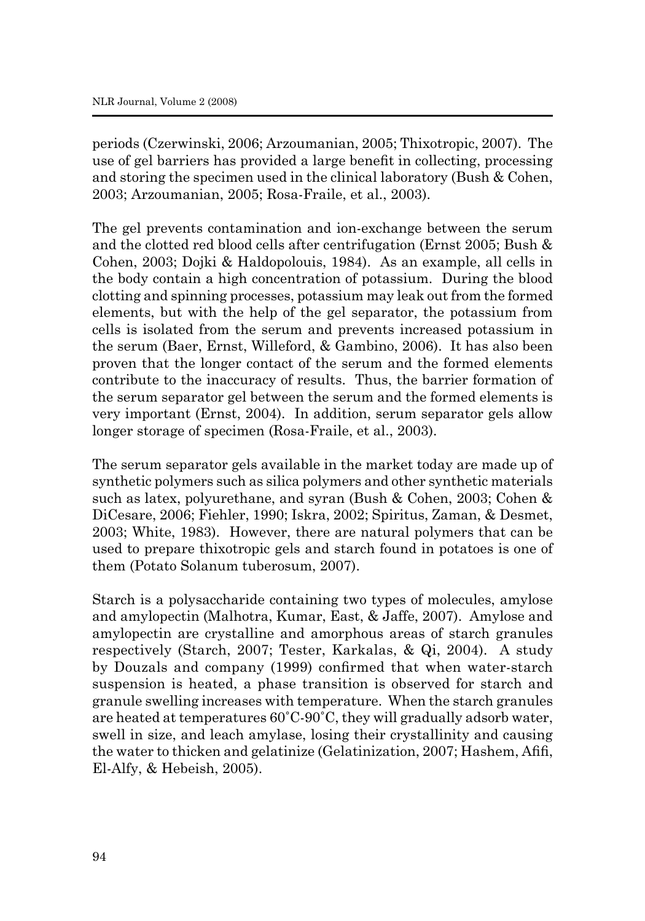periods (Czerwinski, 2006; Arzoumanian, 2005; Thixotropic, 2007). The use of gel barriers has provided a large benefit in collecting, processing and storing the specimen used in the clinical laboratory (Bush & Cohen, 2003; Arzoumanian, 2005; Rosa-Fraile, et al., 2003).

The gel prevents contamination and ion-exchange between the serum and the clotted red blood cells after centrifugation (Ernst 2005; Bush & Cohen, 2003; Dojki & Haldopolouis, 1984). As an example, all cells in the body contain a high concentration of potassium. During the blood clotting and spinning processes, potassium may leak out from the formed elements, but with the help of the gel separator, the potassium from cells is isolated from the serum and prevents increased potassium in the serum (Baer, Ernst, Willeford, & Gambino, 2006). It has also been proven that the longer contact of the serum and the formed elements contribute to the inaccuracy of results. Thus, the barrier formation of the serum separator gel between the serum and the formed elements is very important (Ernst, 2004). In addition, serum separator gels allow longer storage of specimen (Rosa-Fraile, et al., 2003).

The serum separator gels available in the market today are made up of synthetic polymers such as silica polymers and other synthetic materials such as latex, polyurethane, and syran (Bush & Cohen, 2003; Cohen & DiCesare, 2006; Fiehler, 1990; Iskra, 2002; Spiritus, Zaman, & Desmet, 2003; White, 1983). However, there are natural polymers that can be used to prepare thixotropic gels and starch found in potatoes is one of them (Potato Solanum tuberosum, 2007).

Starch is a polysaccharide containing two types of molecules, amylose and amylopectin (Malhotra, Kumar, East, & Jaffe, 2007). Amylose and amylopectin are crystalline and amorphous areas of starch granules respectively (Starch, 2007; Tester, Karkalas, & Qi, 2004). A study by Douzals and company (1999) confirmed that when water-starch suspension is heated, a phase transition is observed for starch and granule swelling increases with temperature. When the starch granules are heated at temperatures 60˚C-90˚C, they will gradually adsorb water, swell in size, and leach amylase, losing their crystallinity and causing the water to thicken and gelatinize (Gelatinization, 2007; Hashem, Afifi, El-Alfy, & Hebeish, 2005).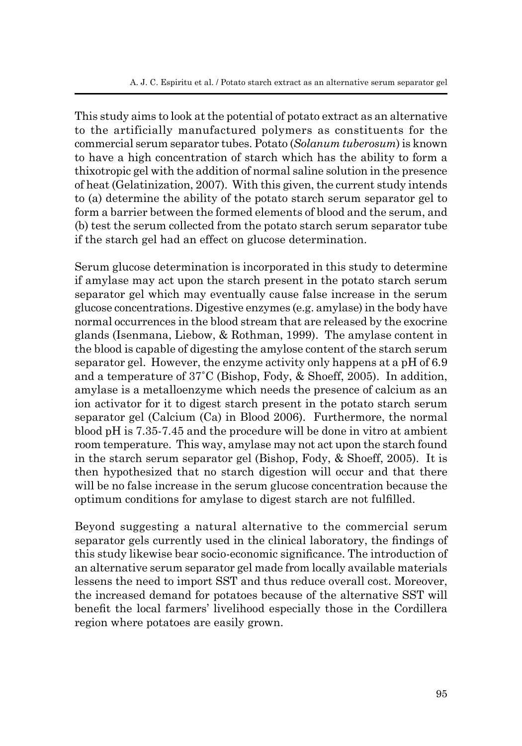This study aims to look at the potential of potato extract as an alternative to the artificially manufactured polymers as constituents for the commercial serum separator tubes. Potato (*Solanum tuberosum*) is known to have a high concentration of starch which has the ability to form a thixotropic gel with the addition of normal saline solution in the presence of heat (Gelatinization, 2007). With this given, the current study intends to (a) determine the ability of the potato starch serum separator gel to form a barrier between the formed elements of blood and the serum, and (b) test the serum collected from the potato starch serum separator tube if the starch gel had an effect on glucose determination.

Serum glucose determination is incorporated in this study to determine if amylase may act upon the starch present in the potato starch serum separator gel which may eventually cause false increase in the serum glucose concentrations. Digestive enzymes (e.g. amylase) in the body have normal occurrences in the blood stream that are released by the exocrine glands (Isenmana, Liebow, & Rothman, 1999). The amylase content in the blood is capable of digesting the amylose content of the starch serum separator gel. However, the enzyme activity only happens at a pH of 6.9 and a temperature of 37˚C (Bishop, Fody, & Shoeff, 2005). In addition, amylase is a metalloenzyme which needs the presence of calcium as an ion activator for it to digest starch present in the potato starch serum separator gel (Calcium (Ca) in Blood 2006). Furthermore, the normal blood pH is 7.35-7.45 and the procedure will be done in vitro at ambient room temperature. This way, amylase may not act upon the starch found in the starch serum separator gel (Bishop, Fody, & Shoeff, 2005). It is then hypothesized that no starch digestion will occur and that there will be no false increase in the serum glucose concentration because the optimum conditions for amylase to digest starch are not fulfilled.

Beyond suggesting a natural alternative to the commercial serum separator gels currently used in the clinical laboratory, the findings of this study likewise bear socio-economic significance. The introduction of an alternative serum separator gel made from locally available materials lessens the need to import SST and thus reduce overall cost. Moreover, the increased demand for potatoes because of the alternative SST will benefit the local farmers' livelihood especially those in the Cordillera region where potatoes are easily grown.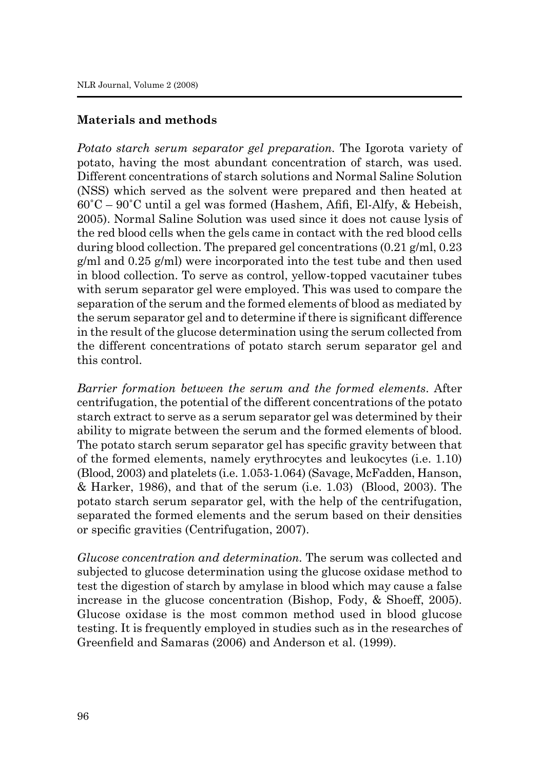**Materials and methods**

*Potato starch serum separator gel preparation.* The Igorota variety of potato, having the most abundant concentration of starch, was used. Different concentrations of starch solutions and Normal Saline Solution (NSS) which served as the solvent were prepared and then heated at 60˚C – 90˚C until a gel was formed (Hashem, Afifi, El-Alfy, & Hebeish, 2005). Normal Saline Solution was used since it does not cause lysis of the red blood cells when the gels came in contact with the red blood cells during blood collection. The prepared gel concentrations (0.21 g/ml, 0.23 g/ml and 0.25 g/ml) were incorporated into the test tube and then used in blood collection. To serve as control, yellow-topped vacutainer tubes with serum separator gel were employed. This was used to compare the separation of the serum and the formed elements of blood as mediated by the serum separator gel and to determine if there is significant difference in the result of the glucose determination using the serum collected from the different concentrations of potato starch serum separator gel and this control.

*Barrier formation between the serum and the formed elements*. After centrifugation, the potential of the different concentrations of the potato starch extract to serve as a serum separator gel was determined by their ability to migrate between the serum and the formed elements of blood. The potato starch serum separator gel has specific gravity between that of the formed elements, namely erythrocytes and leukocytes (i.e. 1.10) (Blood, 2003) and platelets (i.e. 1.053-1.064) (Savage, McFadden, Hanson, & Harker, 1986), and that of the serum (i.e. 1.03) (Blood, 2003). The potato starch serum separator gel, with the help of the centrifugation, separated the formed elements and the serum based on their densities or specific gravities (Centrifugation, 2007).

*Glucose concentration and determination.* The serum was collected and subjected to glucose determination using the glucose oxidase method to test the digestion of starch by amylase in blood which may cause a false increase in the glucose concentration (Bishop, Fody, & Shoeff, 2005). Glucose oxidase is the most common method used in blood glucose testing. It is frequently employed in studies such as in the researches of Greenfield and Samaras (2006) and Anderson et al. (1999).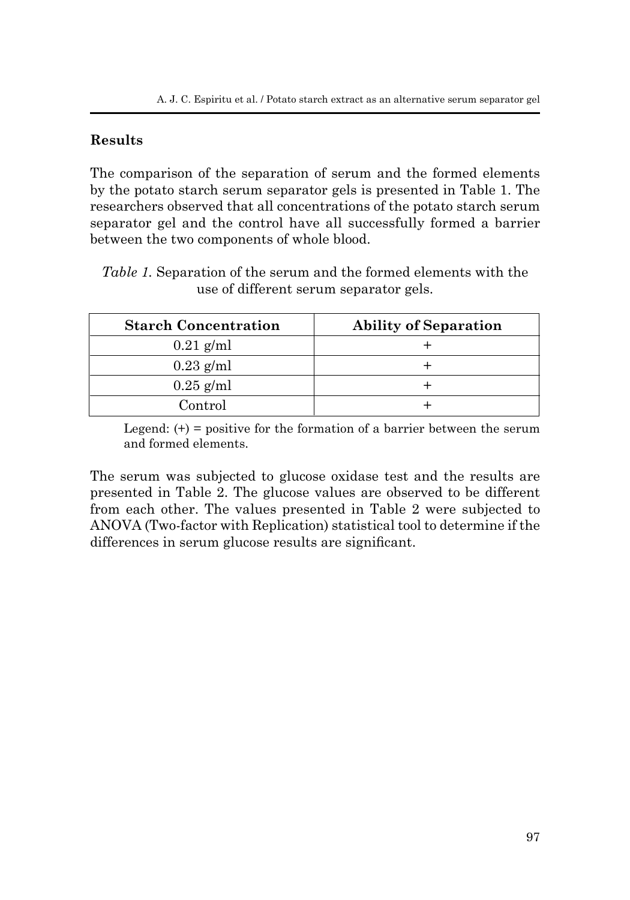## Results

The comparison of the separation of serum and the formed elements by the potato starch serum separator gels is presented in Table 1. The researchers observed that all concentrations of the potato starch serum separator gel and the control have all successfully formed a barrier between the two components of whole blood.

*Table 1.* Separation of the serum and the formed elements with the use of different serum separator gels.

| Starch Concentration | Ability of Separation |
|---|---|
| 0.21 g/ml | + |
| 0.23 g/ml | + |
| 0.25 g/ml | + |
| Control | + |

Legend: (+) = positive for the formation of a barrier between the serum and formed elements.

The serum was subjected to glucose oxidase test and the results are presented in Table 2. The glucose values are observed to be different from each other. The values presented in Table 2 were subjected to ANOVA (Two-factor with Replication) statistical tool to determine if the differences in serum glucose results are significant.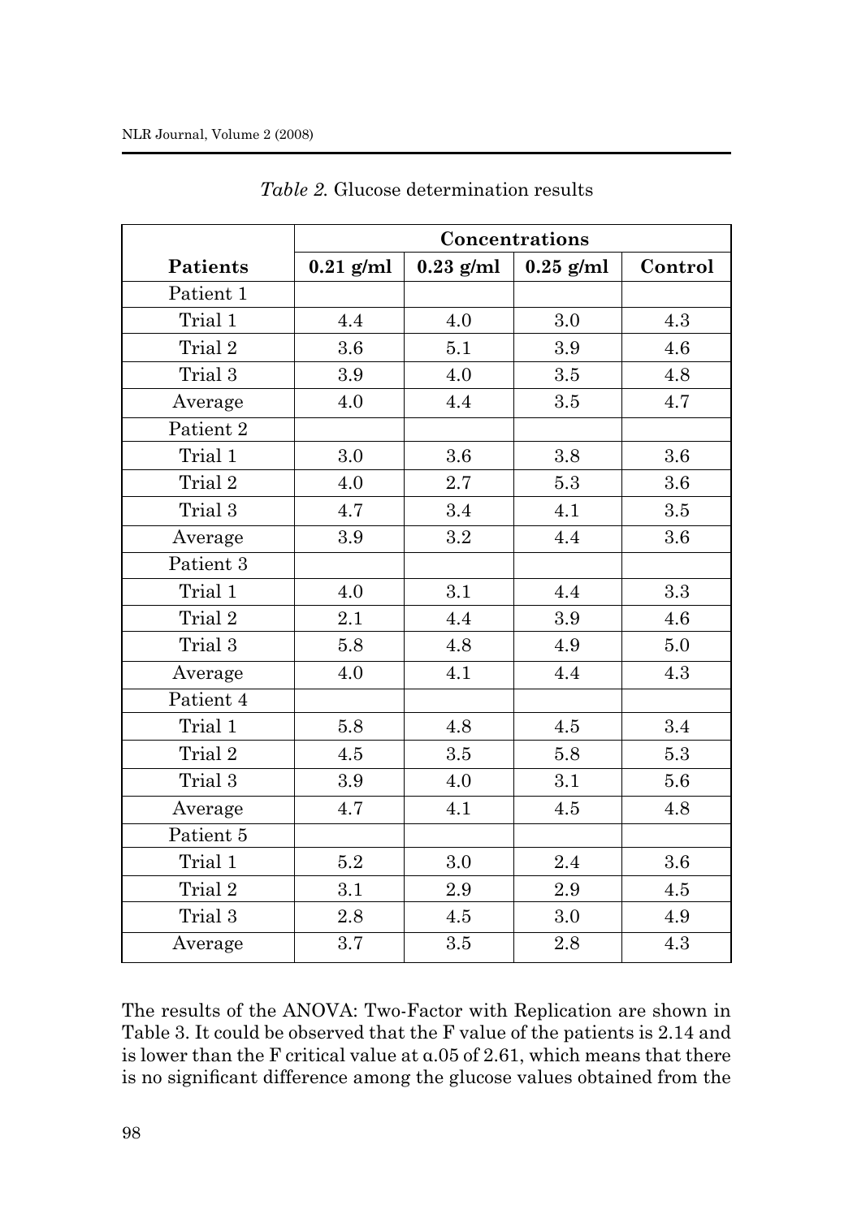*Table 2.* Glucose determination results

| | Concentrations | | | |
|---|---|---|---|---|
| **Patients** | **0.21 g/ml** | **0.23 g/ml** | **0.25 g/ml** | **Control** |
| Patient 1 | | | | |
| Trial 1 | 4.4 | 4.0 | 3.0 | 4.3 |
| Trial 2 | 3.6 | 5.1 | 3.9 | 4.6 |
| Trial 3 | 3.9 | 4.0 | 3.5 | 4.8 |
| Average | 4.0 | 4.4 | 3.5 | 4.7 |
| Patient 2 | | | | |
| Trial 1 | 3.0 | 3.6 | 3.8 | 3.6 |
| Trial 2 | 4.0 | 2.7 | 5.3 | 3.6 |
| Trial 3 | 4.7 | 3.4 | 4.1 | 3.5 |
| Average | 3.9 | 3.2 | 4.4 | 3.6 |
| Patient 3 | | | | |
| Trial 1 | 4.0 | 3.1 | 4.4 | 3.3 |
| Trial 2 | 2.1 | 4.4 | 3.9 | 4.6 |
| Trial 3 | 5.8 | 4.8 | 4.9 | 5.0 |
| Average | 4.0 | 4.1 | 4.4 | 4.3 |
| Patient 4 | | | | |
| Trial 1 | 5.8 | 4.8 | 4.5 | 3.4 |
| Trial 2 | 4.5 | 3.5 | 5.8 | 5.3 |
| Trial 3 | 3.9 | 4.0 | 3.1 | 5.6 |
| Average | 4.7 | 4.1 | 4.5 | 4.8 |
| Patient 5 | | | | |
| Trial 1 | 5.2 | 3.0 | 2.4 | 3.6 |
| Trial 2 | 3.1 | 2.9 | 2.9 | 4.5 |
| Trial 3 | 2.8 | 4.5 | 3.0 | 4.9 |
| Average | 3.7 | 3.5 | 2.8 | 4.3 |

The results of the ANOVA: Two-Factor with Replication are shown in Table 3. It could be observed that the F value of the patients is 2.14 and is lower than the F critical value at $\alpha .05$ of 2.61, which means that there is no significant difference among the glucose values obtained from the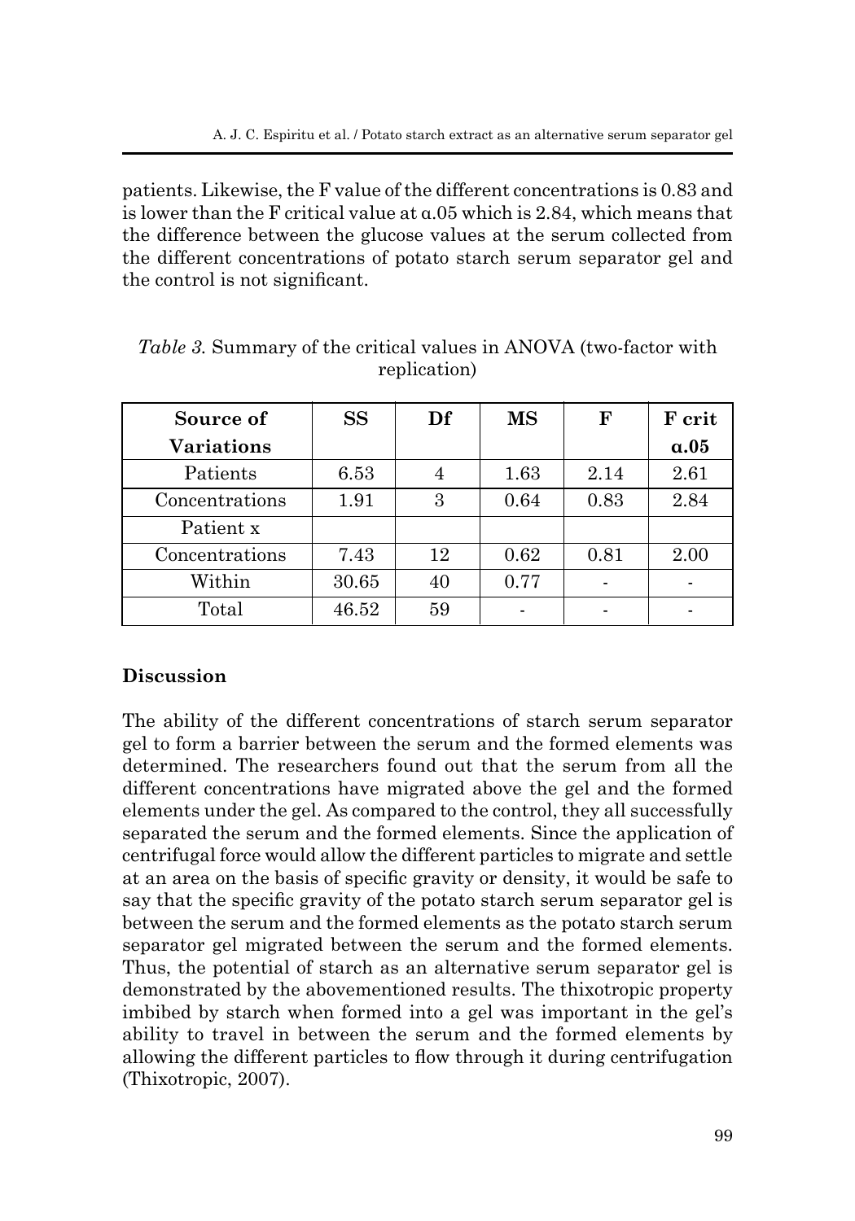patients. Likewise, the F value of the different concentrations is 0.83 and is lower than the F critical value at α.05 which is 2.84, which means that the difference between the glucose values at the serum collected from the different concentrations of potato starch serum separator gel and the control is not significant.

*Table 3.* Summary of the critical values in ANOVA (two-factor with replication)

| Source of Variations | SS | Df | MS | F | F crit α.05 |
|---|---|---|---|---|---|
| Patients | 6.53 | 4 | 1.63 | 2.14 | 2.61 |
| Concentrations | 1.91 | 3 | 0.64 | 0.83 | 2.84 |
| Patient x Concentrations | 7.43 | 12 | 0.62 | 0.81 | 2.00 |
| Within | 30.65 | 40 | 0.77 | - | - |
| Total | 46.52 | 59 | - | - | - |

## Discussion

The ability of the different concentrations of starch serum separator gel to form a barrier between the serum and the formed elements was determined. The researchers found out that the serum from all the different concentrations have migrated above the gel and the formed elements under the gel. As compared to the control, they all successfully separated the serum and the formed elements. Since the application of centrifugal force would allow the different particles to migrate and settle at an area on the basis of specific gravity or density, it would be safe to say that the specific gravity of the potato starch serum separator gel is between the serum and the formed elements as the potato starch serum separator gel migrated between the serum and the formed elements. Thus, the potential of starch as an alternative serum separator gel is demonstrated by the abovementioned results. The thixotropic property imbibed by starch when formed into a gel was important in the gel's ability to travel in between the serum and the formed elements by allowing the different particles to flow through it during centrifugation (Thixotropic, 2007).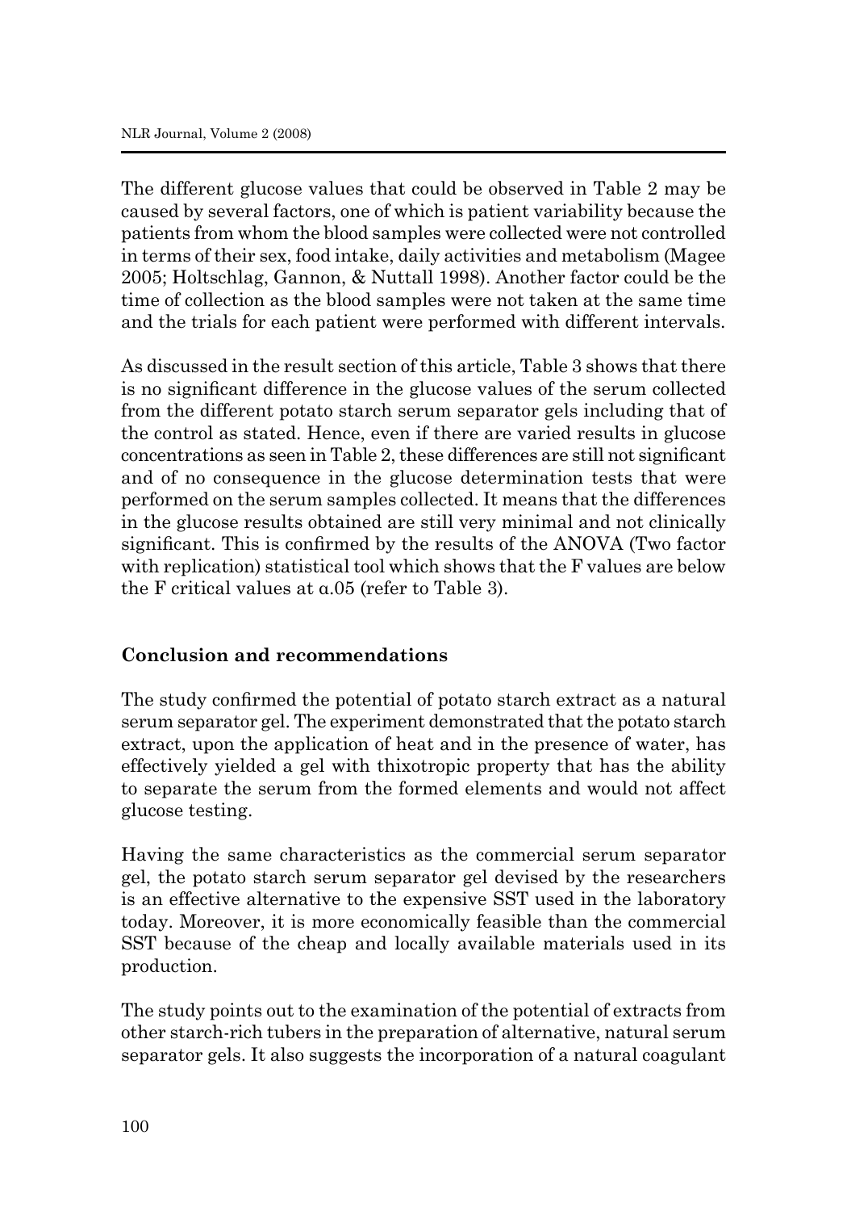The different glucose values that could be observed in Table 2 may be caused by several factors, one of which is patient variability because the patients from whom the blood samples were collected were not controlled in terms of their sex, food intake, daily activities and metabolism (Magee 2005; Holtschlag, Gannon, & Nuttall 1998). Another factor could be the time of collection as the blood samples were not taken at the same time and the trials for each patient were performed with different intervals.

As discussed in the result section of this article, Table 3 shows that there is no significant difference in the glucose values of the serum collected from the different potato starch serum separator gels including that of the control as stated. Hence, even if there are varied results in glucose concentrations as seen in Table 2, these differences are still not significant and of no consequence in the glucose determination tests that were performed on the serum samples collected. It means that the differences in the glucose results obtained are still very minimal and not clinically significant. This is confirmed by the results of the ANOVA (Two factor with replication) statistical tool which shows that the F values are below the F critical values at $\alpha$.05 (refer to Table 3).

## Conclusion and recommendations

The study confirmed the potential of potato starch extract as a natural serum separator gel. The experiment demonstrated that the potato starch extract, upon the application of heat and in the presence of water, has effectively yielded a gel with thixotropic property that has the ability to separate the serum from the formed elements and would not affect glucose testing.

Having the same characteristics as the commercial serum separator gel, the potato starch serum separator gel devised by the researchers is an effective alternative to the expensive SST used in the laboratory today. Moreover, it is more economically feasible than the commercial SST because of the cheap and locally available materials used in its production.

The study points out to the examination of the potential of extracts from other starch-rich tubers in the preparation of alternative, natural serum separator gels. It also suggests the incorporation of a natural coagulant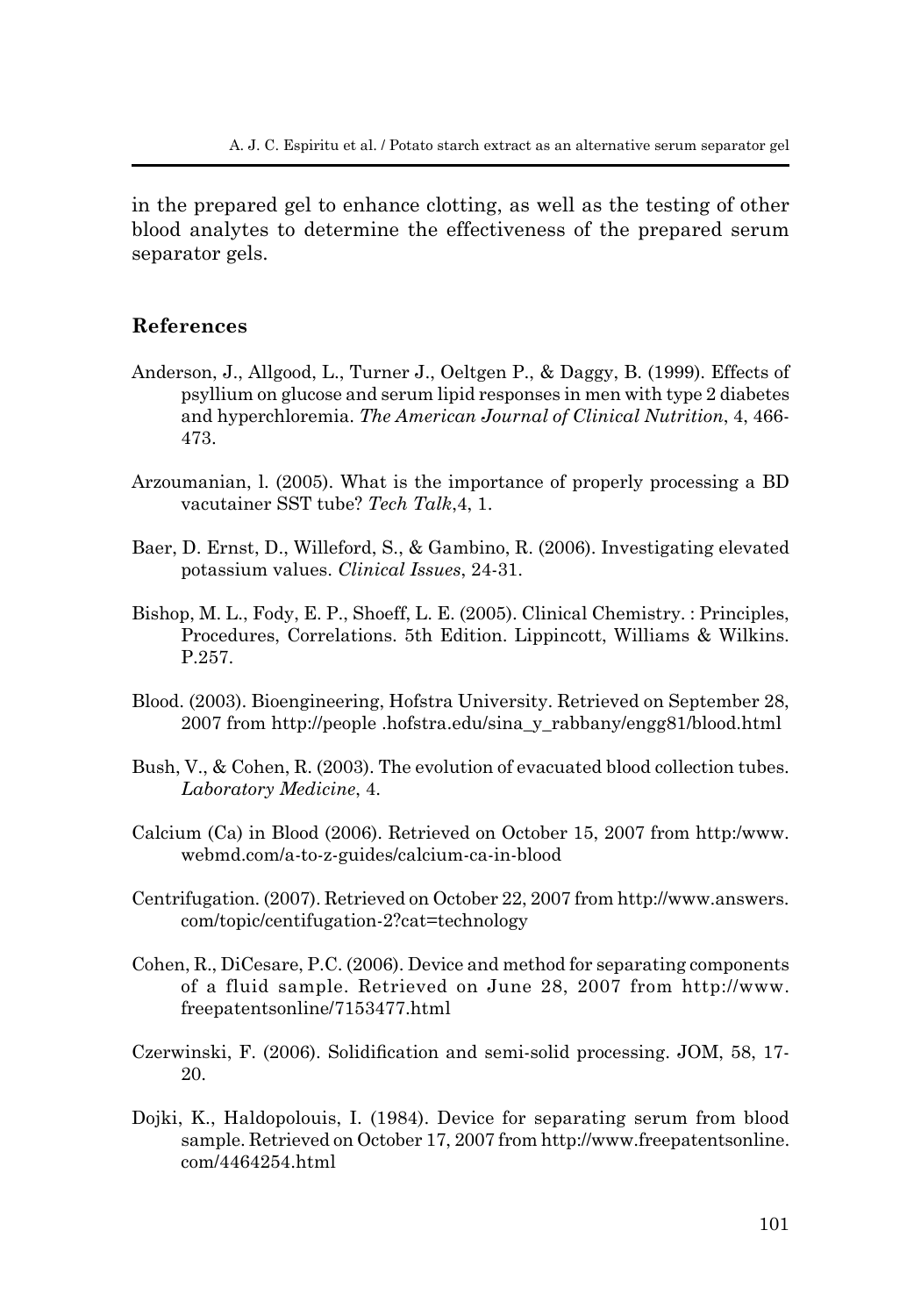in the prepared gel to enhance clotting, as well as the testing of other blood analytes to determine the effectiveness of the prepared serum separator gels.

## References

Anderson, J., Allgood, L., Turner J., Oeltgen P., & Daggy, B. (1999). Effects of psyllium on glucose and serum lipid responses in men with type 2 diabetes and hyperchloremia. *The American Journal of Clinical Nutrition*, 4, 466-473.

Arzoumanian, l. (2005). What is the importance of properly processing a BD vacutainer SST tube? *Tech Talk*,4, 1.

Baer, D. Ernst, D., Willeford, S., & Gambino, R. (2006). Investigating elevated potassium values. *Clinical Issues*, 24-31.

Bishop, M. L., Fody, E. P., Shoeff, L. E. (2005). Clinical Chemistry. : Principles, Procedures, Correlations. 5th Edition. Lippincott, Williams & Wilkins. P.257.

Blood. (2003). Bioengineering, Hofstra University. Retrieved on September 28, 2007 from http://people .hofstra.edu/sina_y_rabbany/engg81/blood.html

Bush, V., & Cohen, R. (2003). The evolution of evacuated blood collection tubes. *Laboratory Medicine*, 4.

Calcium (Ca) in Blood (2006). Retrieved on October 15, 2007 from http:/www.webmd.com/a-to-z-guides/calcium-ca-in-blood

Centrifugation. (2007). Retrieved on October 22, 2007 from http://www.answers.com/topic/centifugation-2?cat=technology

Cohen, R., DiCesare, P.C. (2006). Device and method for separating components of a fluid sample. Retrieved on June 28, 2007 from http://www.freepatentsonline/7153477.html

Czerwinski, F. (2006). Solidification and semi-solid processing. JOM, 58, 17-20.

Dojki, K., Haldopolouis, I. (1984). Device for separating serum from blood sample. Retrieved on October 17, 2007 from http://www.freepatentsonline.com/4464254.html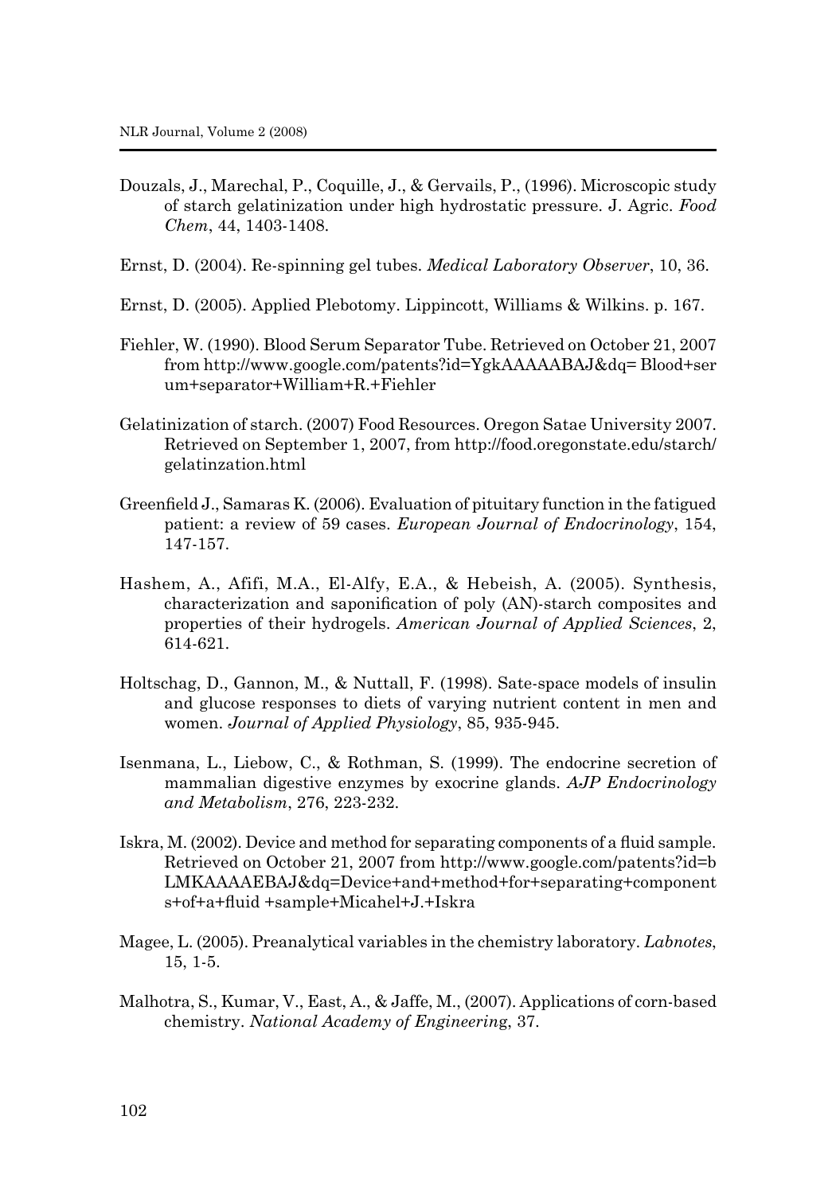Douzals, J., Marechal, P., Coquille, J., & Gervails, P., (1996). Microscopic study of starch gelatinization under high hydrostatic pressure. J. Agric. *Food Chem*, 44, 1403-1408.

Ernst, D. (2004). Re-spinning gel tubes. *Medical Laboratory Observer*, 10, 36.

Ernst, D. (2005). Applied Plebotomy. Lippincott, Williams & Wilkins. p. 167.

Fiehler, W. (1990). Blood Serum Separator Tube. Retrieved on October 21, 2007 from http://www.google.com/patents?id=YgkAAAAABAJ&dq= Blood+serum+separator+William+R.+Fiehler

Gelatinization of starch. (2007) Food Resources. Oregon Satae University 2007. Retrieved on September 1, 2007, from http://food.oregonstate.edu/starch/gelatinzation.html

Greenfield J., Samaras K. (2006). Evaluation of pituitary function in the fatigued patient: a review of 59 cases. *European Journal of Endocrinology*, 154, 147-157.

Hashem, A., Afifi, M.A., El-Alfy, E.A., & Hebeish, A. (2005). Synthesis, characterization and saponification of poly (AN)-starch composites and properties of their hydrogels. *American Journal of Applied Sciences*, 2, 614-621.

Holtschag, D., Gannon, M., & Nuttall, F. (1998). Sate-space models of insulin and glucose responses to diets of varying nutrient content in men and women. *Journal of Applied Physiology*, 85, 935-945.

Isenmana, L., Liebow, C., & Rothman, S. (1999). The endocrine secretion of mammalian digestive enzymes by exocrine glands. *AJP Endocrinology and Metabolism*, 276, 223-232.

Iskra, M. (2002). Device and method for separating components of a fluid sample. Retrieved on October 21, 2007 from http://www.google.com/patents?id=bLMKAAAAEBAJ&dq=Device+and+method+for+separating+components+of+a+fluid +sample+Micahel+J.+Iskra

Magee, L. (2005). Preanalytical variables in the chemistry laboratory. *Labnotes*, 15, 1-5.

Malhotra, S., Kumar, V., East, A., & Jaffe, M., (2007). Applications of corn-based chemistry. *National Academy of Engineering*, 37.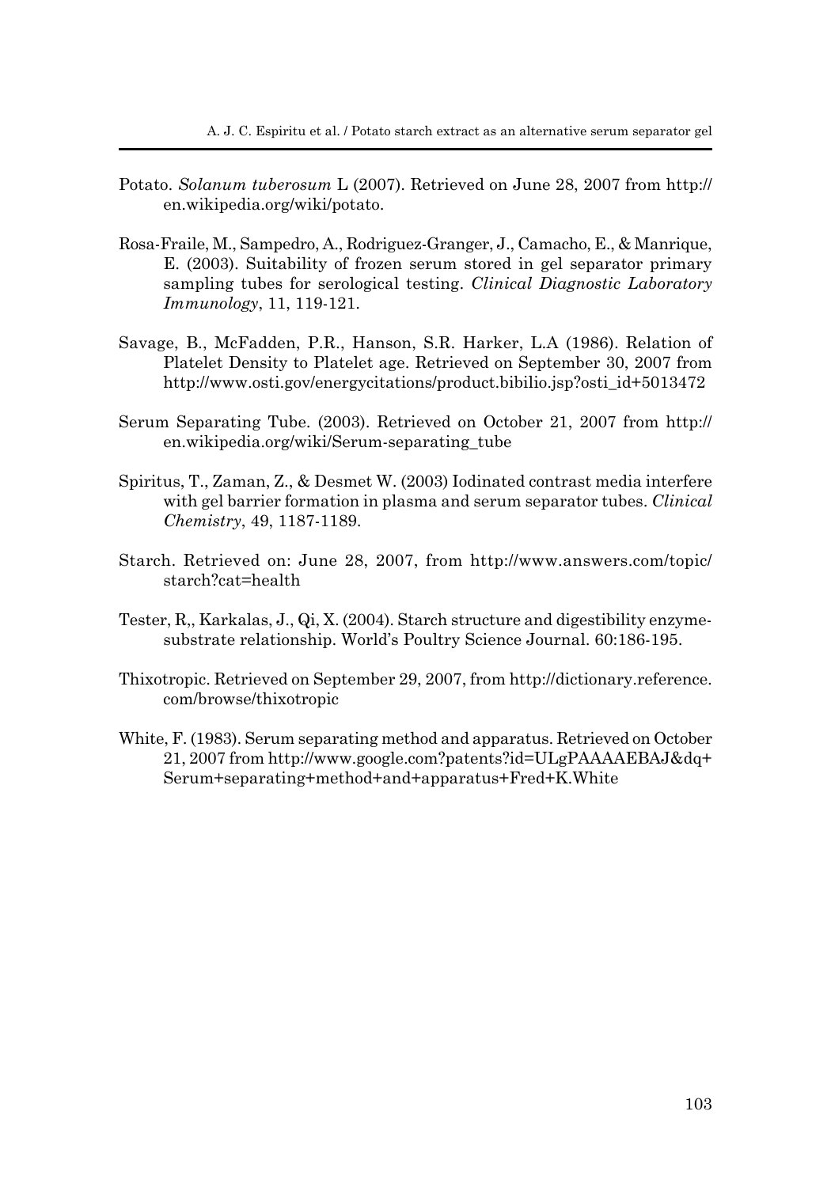Potato. *Solanum tuberosum* L (2007). Retrieved on June 28, 2007 from http://en.wikipedia.org/wiki/potato.

Rosa-Fraile, M., Sampedro, A., Rodriguez-Granger, J., Camacho, E., & Manrique, E. (2003). Suitability of frozen serum stored in gel separator primary sampling tubes for serological testing. *Clinical Diagnostic Laboratory Immunology*, 11, 119-121.

Savage, B., McFadden, P.R., Hanson, S.R. Harker, L.A (1986). Relation of Platelet Density to Platelet age. Retrieved on September 30, 2007 from http://www.osti.gov/energycitations/product.bibilio.jsp?osti_id+5013472

Serum Separating Tube. (2003). Retrieved on October 21, 2007 from http://en.wikipedia.org/wiki/Serum-separating_tube

Spiritus, T., Zaman, Z., & Desmet W. (2003) Iodinated contrast media interfere with gel barrier formation in plasma and serum separator tubes. *Clinical Chemistry*, 49, 1187-1189.

Starch. Retrieved on: June 28, 2007, from http://www.answers.com/topic/starch?cat=health

Tester, R,, Karkalas, J., Qi, X. (2004). Starch structure and digestibility enzyme-substrate relationship. World's Poultry Science Journal. 60:186-195.

Thixotropic. Retrieved on September 29, 2007, from http://dictionary.reference.com/browse/thixotropic

White, F. (1983). Serum separating method and apparatus. Retrieved on October 21, 2007 from http://www.google.com?patents?id=ULgPAAAAEBAJ&dq+Serum+separating+method+and+apparatus+Fred+K.White